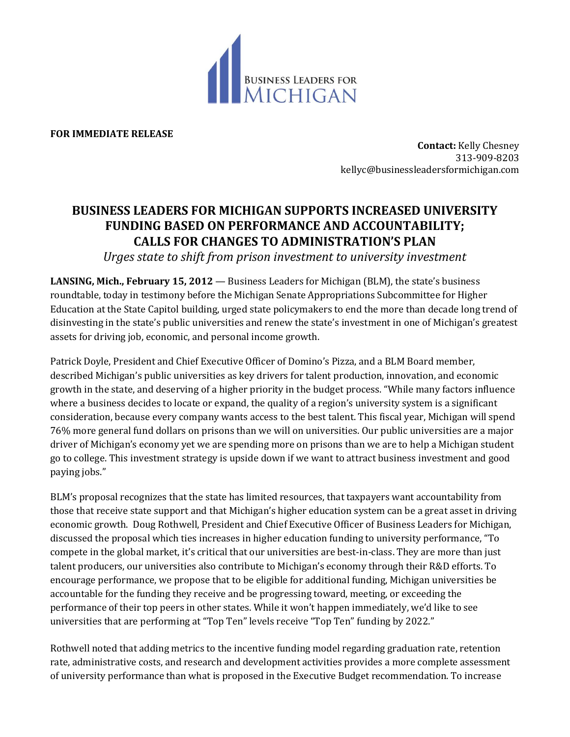BUSINESS LEADERS FOR MICHIGAN

**FOR IMMEDIATE RELEASE**

**Contact:** Kelly Chesney
313-909-8203
kellyc@businessleadersformichigan.com

# BUSINESS LEADERS FOR MICHIGAN SUPPORTS INCREASED UNIVERSITY FUNDING BASED ON PERFORMANCE AND ACCOUNTABILITY; CALLS FOR CHANGES TO ADMINISTRATION'S PLAN

*Urges state to shift from prison investment to university investment*

**LANSING, Mich., February 15, 2012** — Business Leaders for Michigan (BLM), the state's business roundtable, today in testimony before the Michigan Senate Appropriations Subcommittee for Higher Education at the State Capitol building, urged state policymakers to end the more than decade long trend of disinvesting in the state's public universities and renew the state's investment in one of Michigan's greatest assets for driving job, economic, and personal income growth.

Patrick Doyle, President and Chief Executive Officer of Domino's Pizza, and a BLM Board member, described Michigan's public universities as key drivers for talent production, innovation, and economic growth in the state, and deserving of a higher priority in the budget process. "While many factors influence where a business decides to locate or expand, the quality of a region's university system is a significant consideration, because every company wants access to the best talent. This fiscal year, Michigan will spend 76% more general fund dollars on prisons than we will on universities. Our public universities are a major driver of Michigan's economy yet we are spending more on prisons than we are to help a Michigan student go to college. This investment strategy is upside down if we want to attract business investment and good paying jobs."

BLM's proposal recognizes that the state has limited resources, that taxpayers want accountability from those that receive state support and that Michigan's higher education system can be a great asset in driving economic growth. Doug Rothwell, President and Chief Executive Officer of Business Leaders for Michigan, discussed the proposal which ties increases in higher education funding to university performance, "To compete in the global market, it's critical that our universities are best-in-class. They are more than just talent producers, our universities also contribute to Michigan's economy through their R&D efforts. To encourage performance, we propose that to be eligible for additional funding, Michigan universities be accountable for the funding they receive and be progressing toward, meeting, or exceeding the performance of their top peers in other states. While it won't happen immediately, we'd like to see universities that are performing at "Top Ten" levels receive "Top Ten" funding by 2022."

Rothwell noted that adding metrics to the incentive funding model regarding graduation rate, retention rate, administrative costs, and research and development activities provides a more complete assessment of university performance than what is proposed in the Executive Budget recommendation. To increase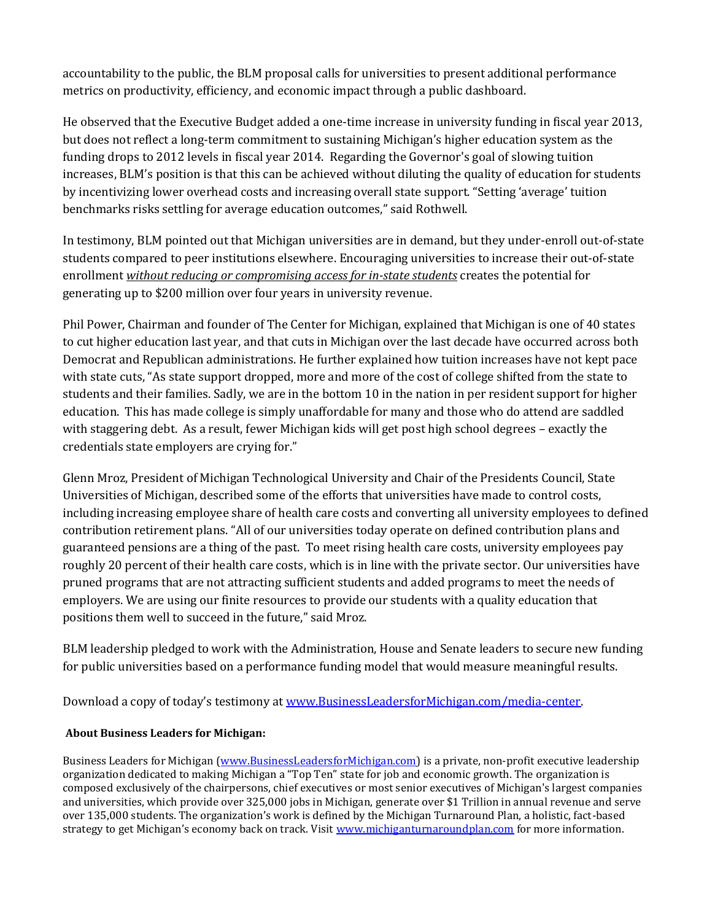accountability to the public, the BLM proposal calls for universities to present additional performance metrics on productivity, efficiency, and economic impact through a public dashboard.

He observed that the Executive Budget added a one-time increase in university funding in fiscal year 2013, but does not reflect a long-term commitment to sustaining Michigan's higher education system as the funding drops to 2012 levels in fiscal year 2014. Regarding the Governor's goal of slowing tuition increases, BLM's position is that this can be achieved without diluting the quality of education for students by incentivizing lower overhead costs and increasing overall state support. "Setting 'average' tuition benchmarks risks settling for average education outcomes," said Rothwell.

In testimony, BLM pointed out that Michigan universities are in demand, but they under-enroll out-of-state students compared to peer institutions elsewhere. Encouraging universities to increase their out-of-state enrollment ***without reducing or compromising access for in-state students*** creates the potential for generating up to $200 million over four years in university revenue.

Phil Power, Chairman and founder of The Center for Michigan, explained that Michigan is one of 40 states to cut higher education last year, and that cuts in Michigan over the last decade have occurred across both Democrat and Republican administrations. He further explained how tuition increases have not kept pace with state cuts, "As state support dropped, more and more of the cost of college shifted from the state to students and their families. Sadly, we are in the bottom 10 in the nation in per resident support for higher education. This has made college is simply unaffordable for many and those who do attend are saddled with staggering debt. As a result, fewer Michigan kids will get post high school degrees – exactly the credentials state employers are crying for."

Glenn Mroz, President of Michigan Technological University and Chair of the Presidents Council, State Universities of Michigan, described some of the efforts that universities have made to control costs, including increasing employee share of health care costs and converting all university employees to defined contribution retirement plans. "All of our universities today operate on defined contribution plans and guaranteed pensions are a thing of the past. To meet rising health care costs, university employees pay roughly 20 percent of their health care costs, which is in line with the private sector. Our universities have pruned programs that are not attracting sufficient students and added programs to meet the needs of employers. We are using our finite resources to provide our students with a quality education that positions them well to succeed in the future," said Mroz.

BLM leadership pledged to work with the Administration, House and Senate leaders to secure new funding for public universities based on a performance funding model that would measure meaningful results.

Download a copy of today's testimony at www.BusinessLeadersforMichigan.com/media-center.

**About Business Leaders for Michigan:**

Business Leaders for Michigan (www.BusinessLeadersforMichigan.com) is a private, non-profit executive leadership organization dedicated to making Michigan a "Top Ten" state for job and economic growth. The organization is composed exclusively of the chairpersons, chief executives or most senior executives of Michigan's largest companies and universities, which provide over 325,000 jobs in Michigan, generate over $1 Trillion in annual revenue and serve over 135,000 students. The organization's work is defined by the Michigan Turnaround Plan, a holistic, fact-based strategy to get Michigan's economy back on track. Visit www.michiganturnaroundplan.com for more information.